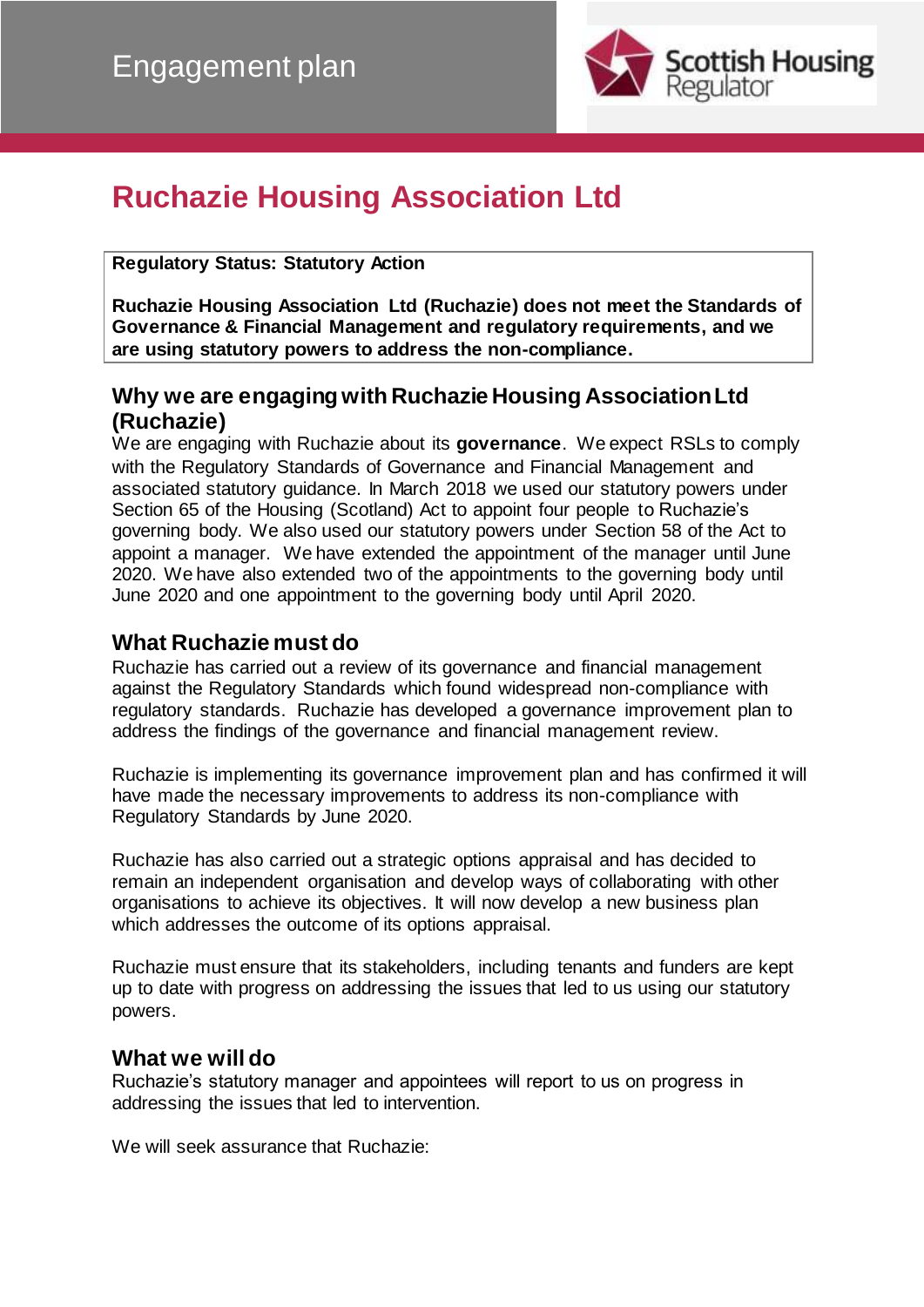Engagement plan

Scottish Housing Regulator

# Ruchazie Housing Association Ltd

**Regulatory Status: Statutory Action**

**Ruchazie Housing Association Ltd (Ruchazie) does not meet the Standards of Governance & Financial Management and regulatory requirements, and we are using statutory powers to address the non-compliance.**

## Why we are engaging with Ruchazie Housing Association Ltd (Ruchazie)

We are engaging with Ruchazie about its **governance**. We expect RSLs to comply with the Regulatory Standards of Governance and Financial Management and associated statutory guidance. In March 2018 we used our statutory powers under Section 65 of the Housing (Scotland) Act to appoint four people to Ruchazie's governing body. We also used our statutory powers under Section 58 of the Act to appoint a manager. We have extended the appointment of the manager until June 2020. We have also extended two of the appointments to the governing body until June 2020 and one appointment to the governing body until April 2020.

## What Ruchazie must do

Ruchazie has carried out a review of its governance and financial management against the Regulatory Standards which found widespread non-compliance with regulatory standards. Ruchazie has developed a governance improvement plan to address the findings of the governance and financial management review.

Ruchazie is implementing its governance improvement plan and has confirmed it will have made the necessary improvements to address its non-compliance with Regulatory Standards by June 2020.

Ruchazie has also carried out a strategic options appraisal and has decided to remain an independent organisation and develop ways of collaborating with other organisations to achieve its objectives. It will now develop a new business plan which addresses the outcome of its options appraisal.

Ruchazie must ensure that its stakeholders, including tenants and funders are kept up to date with progress on addressing the issues that led to us using our statutory powers.

## What we will do

Ruchazie's statutory manager and appointees will report to us on progress in addressing the issues that led to intervention.

We will seek assurance that Ruchazie: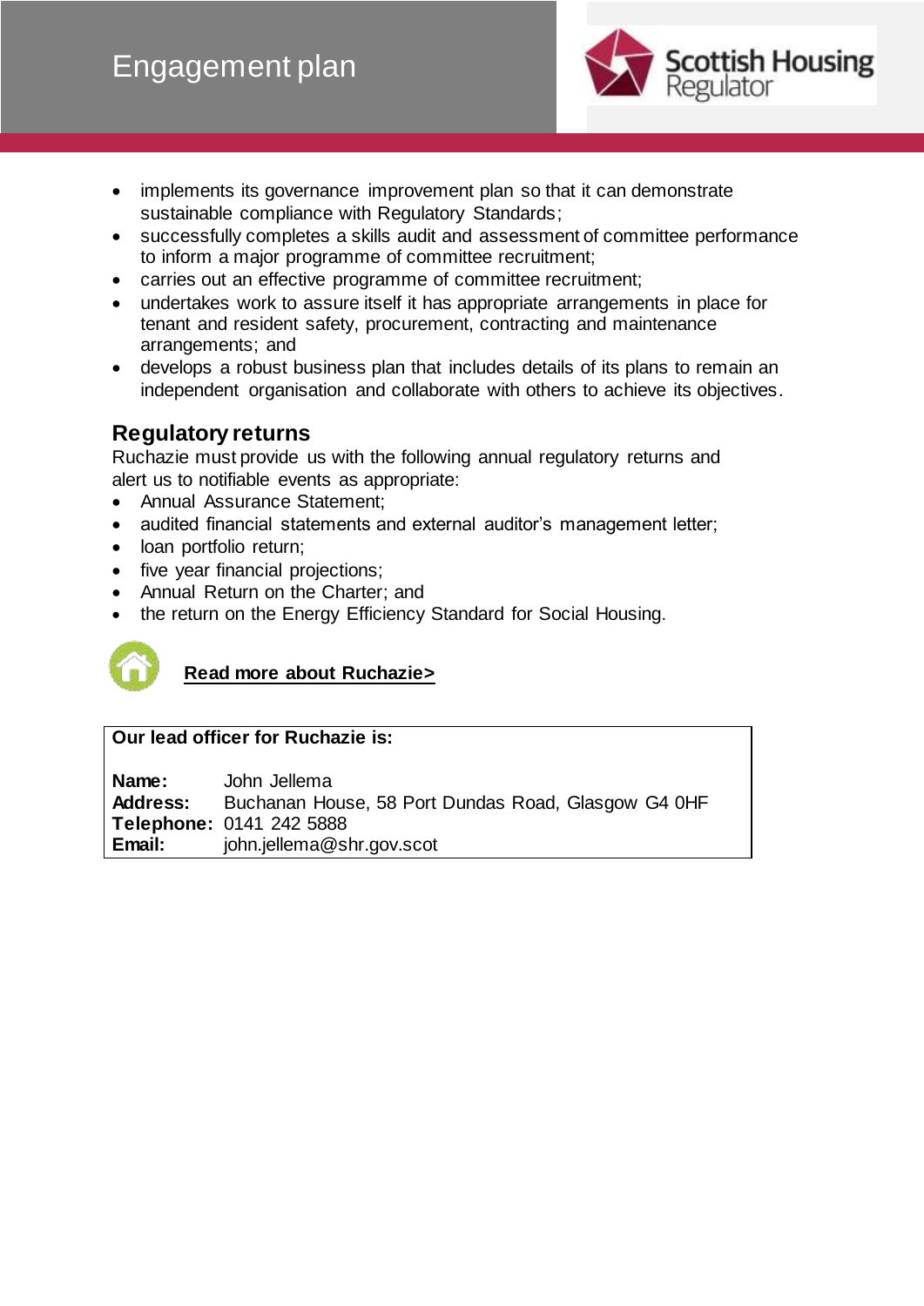- implements its governance improvement plan so that it can demonstrate sustainable compliance with Regulatory Standards;
- successfully completes a skills audit and assessment of committee performance to inform a major programme of committee recruitment;
- carries out an effective programme of committee recruitment;
- undertakes work to assure itself it has appropriate arrangements in place for tenant and resident safety, procurement, contracting and maintenance arrangements; and
- develops a robust business plan that includes details of its plans to remain an independent organisation and collaborate with others to achieve its objectives.

## Regulatory returns

Ruchazie must provide us with the following annual regulatory returns and alert us to notifiable events as appropriate:

- Annual Assurance Statement;
- audited financial statements and external auditor's management letter;
- loan portfolio return;
- five year financial projections;
- Annual Return on the Charter; and
- the return on the Energy Efficiency Standard for Social Housing.

**Read more about Ruchazie>**

**Our lead officer for Ruchazie is:**

**Name:** John Jellema
**Address:** Buchanan House, 58 Port Dundas Road, Glasgow G4 0HF
**Telephone:** 0141 242 5888
**Email:** john.jellema@shr.gov.scot